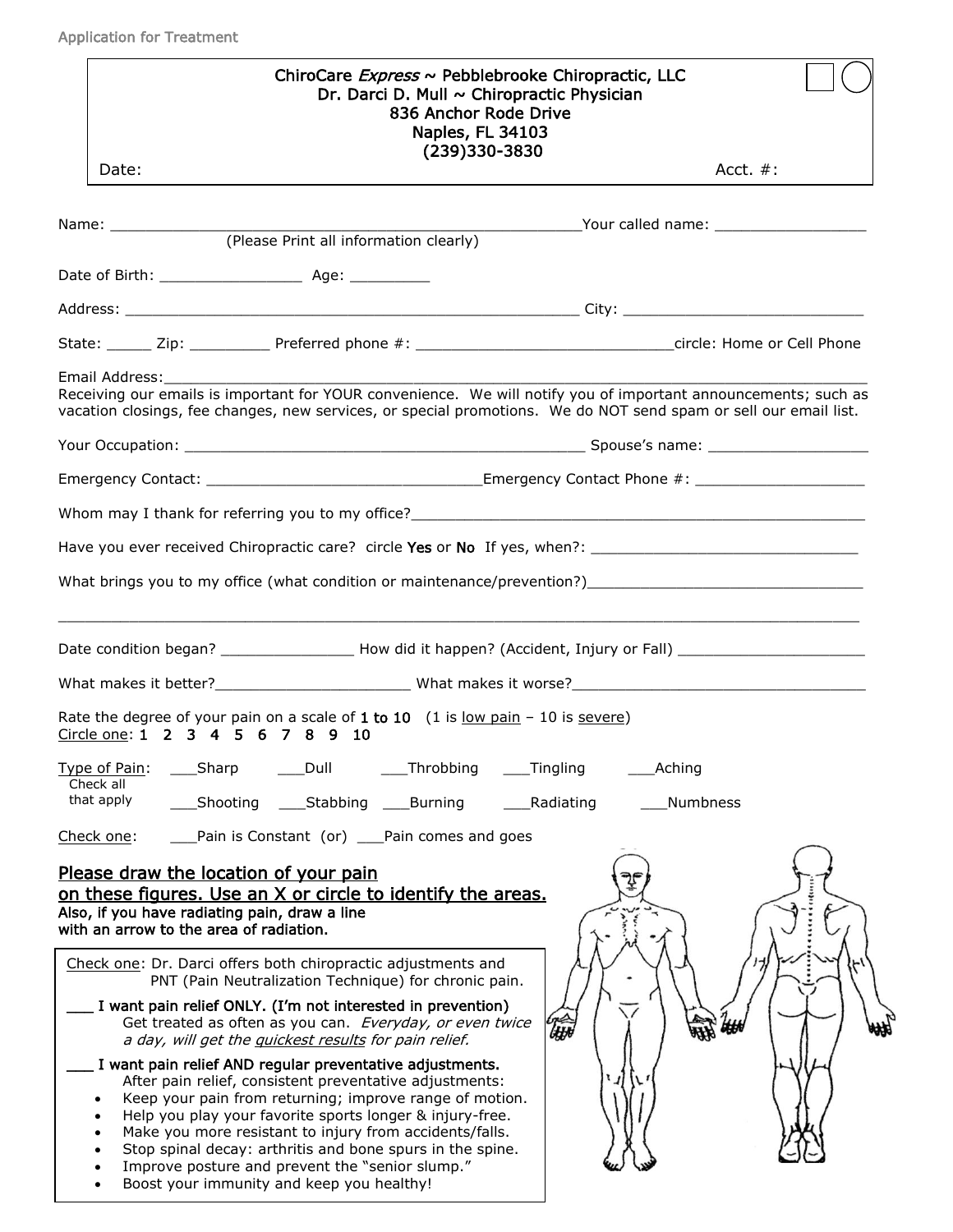Application for Treatment

ChiroCare *Express* ~ Pebblebrooke Chiropractic, LLC
Dr. Darci D. Mull ~ Chiropractic Physician
836 Anchor Rode Drive
Naples, FL 34103
(239)330-3830

Date: Acct. #:

Name: ______________________________________________________ Your called name: _________________
(Please Print all information clearly)

Date of Birth: ________________ Age: _________

Address: _____________________________________________________ City: ____________________________

State: _____ Zip: _________ Preferred phone #: ______________________________ circle: Home or Cell Phone

Email Address: ___________________________________________________________________________________
Receiving our emails is important for YOUR convenience. We will notify you of important announcements; such as vacation closings, fee changes, new services, or special promotions. We do NOT send spam or sell our email list.

Your Occupation: _______________________________________________ Spouse's name: __________________

Emergency Contact: ________________________________ Emergency Contact Phone #: ___________________

Whom may I thank for referring you to my office? ____________________________________________________

Have you ever received Chiropractic care? circle Yes or No If yes, when?: _______________________________

What brings you to my office (what condition or maintenance/prevention?) ________________________________

___________________________________________________________________________________________

Date condition began? _______________ How did it happen? (Accident, Injury or Fall) _____________________

What makes it better? ______________________ What makes it worse? ___________________________________

Rate the degree of your pain on a scale of 1 to 10 (1 is low pain – 10 is severe)
Circle one: 1 2 3 4 5 6 7 8 9 10

Type of Pain: ___Sharp ___Dull ___Throbbing ___Tingling ___Aching
Check all that apply ___Shooting ___Stabbing ___Burning ___Radiating ___Numbness

Check one: ___Pain is Constant (or) ___Pain comes and goes

**Please draw the location of your pain on these figures. Use an X or circle to identify the areas.**
**Also, if you have radiating pain, draw a line with an arrow to the area of radiation.**

Check one: Dr. Darci offers both chiropractic adjustments and PNT (Pain Neutralization Technique) for chronic pain.

___ I want pain relief ONLY. (I'm not interested in prevention)
Get treated as often as you can. *Everyday, or even twice a day, will get the quickest results for pain relief.*

___ I want pain relief AND regular preventative adjustments.
After pain relief, consistent preventative adjustments:

- Keep your pain from returning; improve range of motion.
- Help you play your favorite sports longer & injury-free.
- Make you more resistant to injury from accidents/falls.
- Stop spinal decay: arthritis and bone spurs in the spine.
- Improve posture and prevent the "senior slump."
- Boost your immunity and keep you healthy!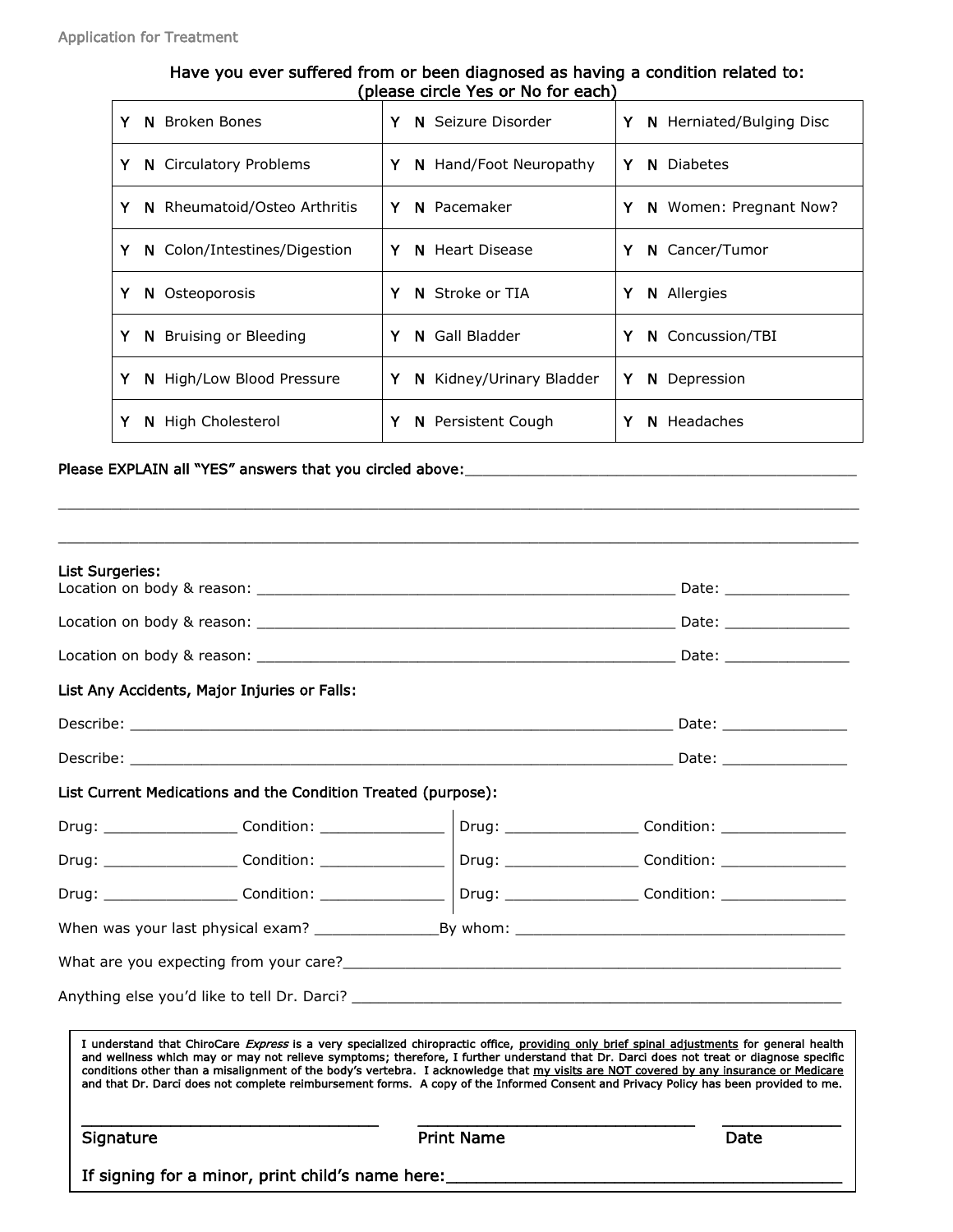Application for Treatment

**Have you ever suffered from or been diagnosed as having a condition related to:**
**(please circle Yes or No for each)**

| | | |
|---|---|---|
| **Y N** Broken Bones | **Y N** Seizure Disorder | **Y N** Herniated/Bulging Disc |
| **Y N** Circulatory Problems | **Y N** Hand/Foot Neuropathy | **Y N** Diabetes |
| **Y N** Rheumatoid/Osteo Arthritis | **Y N** Pacemaker | **Y N** Women: Pregnant Now? |
| **Y N** Colon/Intestines/Digestion | **Y N** Heart Disease | **Y N** Cancer/Tumor |
| **Y N** Osteoporosis | **Y N** Stroke or TIA | **Y N** Allergies |
| **Y N** Bruising or Bleeding | **Y N** Gall Bladder | **Y N** Concussion/TBI |
| **Y N** High/Low Blood Pressure | **Y N** Kidney/Urinary Bladder | **Y N** Depression |
| **Y N** High Cholesterol | **Y N** Persistent Cough | **Y N** Headaches |

Please EXPLAIN all "YES" answers that you circled above:_______________________________________________

_______________________________________________________________________________________

_______________________________________________________________________________________

**List Surgeries:**

Location on body & reason: _____________________________________________ Date: ______________

Location on body & reason: _____________________________________________ Date: ______________

Location on body & reason: _____________________________________________ Date: ______________

**List Any Accidents, Major Injuries or Falls:**

Describe: ___________________________________________________________ Date: ______________

Describe: ___________________________________________________________ Date: ______________

**List Current Medications and the Condition Treated (purpose):**

Drug: _______________ Condition: ______________ | Drug: _______________ Condition: ______________

Drug: _______________ Condition: ______________ | Drug: _______________ Condition: ______________

Drug: _______________ Condition: ______________ | Drug: _______________ Condition: ______________

When was your last physical exam? ______________By whom: ______________________________________

What are you expecting from your care?______________________________________________________

Anything else you'd like to tell Dr. Darci? ____________________________________________________

I understand that ChiroCare *Express* is a very specialized chiropractic office, providing only brief spinal adjustments for general health and wellness which may or may not relieve symptoms; therefore, I further understand that Dr. Darci does not treat or diagnose specific conditions other than a misalignment of the body's vertebra. I acknowledge that my visits are NOT covered by any insurance or Medicare and that Dr. Darci does not complete reimbursement forms. A copy of the Informed Consent and Privacy Policy has been provided to me.

________________________________ ________________________________ ____________

Signature | Print Name | Date

If signing for a minor, print child's name here:_______________________________________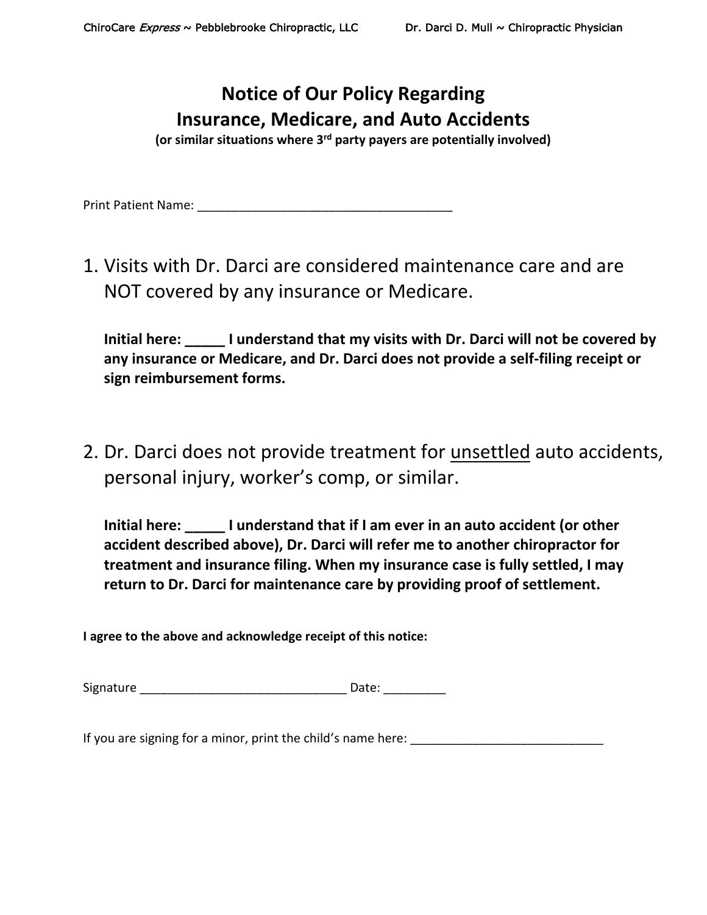# Notice of Our Policy Regarding Insurance, Medicare, and Auto Accidents

**(or similar situations where 3rd party payers are potentially involved)**

Print Patient Name: ____________________________________

1. Visits with Dr. Darci are considered maintenance care and are NOT covered by any insurance or Medicare.

   **Initial here: _____ I understand that my visits with Dr. Darci will not be covered by any insurance or Medicare, and Dr. Darci does not provide a self-filing receipt or sign reimbursement forms.**

2. Dr. Darci does not provide treatment for <u>unsettled</u> auto accidents, personal injury, worker's comp, or similar.

   **Initial here: _____ I understand that if I am ever in an auto accident (or other accident described above), Dr. Darci will refer me to another chiropractor for treatment and insurance filing. When my insurance case is fully settled, I may return to Dr. Darci for maintenance care by providing proof of settlement.**

**I agree to the above and acknowledge receipt of this notice:**

Signature ______________________________ Date: _________

If you are signing for a minor, print the child's name here: ____________________________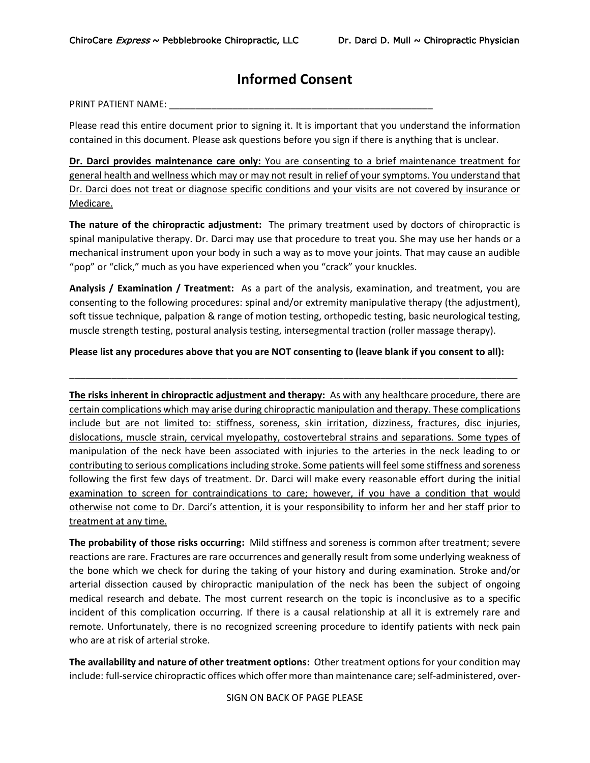# Informed Consent

PRINT PATIENT NAME: ____________________________________________________

Please read this entire document prior to signing it. It is important that you understand the information contained in this document. Please ask questions before you sign if there is anything that is unclear.

**Dr. Darci provides maintenance care only:** You are consenting to a brief maintenance treatment for general health and wellness which may or may not result in relief of your symptoms. You understand that Dr. Darci does not treat or diagnose specific conditions and your visits are not covered by insurance or Medicare.

**The nature of the chiropractic adjustment:** The primary treatment used by doctors of chiropractic is spinal manipulative therapy. Dr. Darci may use that procedure to treat you. She may use her hands or a mechanical instrument upon your body in such a way as to move your joints. That may cause an audible "pop" or "click," much as you have experienced when you "crack" your knuckles.

**Analysis / Examination / Treatment:** As a part of the analysis, examination, and treatment, you are consenting to the following procedures: spinal and/or extremity manipulative therapy (the adjustment), soft tissue technique, palpation & range of motion testing, orthopedic testing, basic neurological testing, muscle strength testing, postural analysis testing, intersegmental traction (roller massage therapy).

**Please list any procedures above that you are NOT consenting to (leave blank if you consent to all):**

_____________________________________________________________________________________

**The risks inherent in chiropractic adjustment and therapy:** As with any healthcare procedure, there are certain complications which may arise during chiropractic manipulation and therapy. These complications include but are not limited to: stiffness, soreness, skin irritation, dizziness, fractures, disc injuries, dislocations, muscle strain, cervical myelopathy, costovertebral strains and separations. Some types of manipulation of the neck have been associated with injuries to the arteries in the neck leading to or contributing to serious complications including stroke. Some patients will feel some stiffness and soreness following the first few days of treatment. Dr. Darci will make every reasonable effort during the initial examination to screen for contraindications to care; however, if you have a condition that would otherwise not come to Dr. Darci's attention, it is your responsibility to inform her and her staff prior to treatment at any time.

**The probability of those risks occurring:** Mild stiffness and soreness is common after treatment; severe reactions are rare. Fractures are rare occurrences and generally result from some underlying weakness of the bone which we check for during the taking of your history and during examination. Stroke and/or arterial dissection caused by chiropractic manipulation of the neck has been the subject of ongoing medical research and debate. The most current research on the topic is inconclusive as to a specific incident of this complication occurring. If there is a causal relationship at all it is extremely rare and remote. Unfortunately, there is no recognized screening procedure to identify patients with neck pain who are at risk of arterial stroke.

**The availability and nature of other treatment options:** Other treatment options for your condition may include: full-service chiropractic offices which offer more than maintenance care; self-administered, over-

SIGN ON BACK OF PAGE PLEASE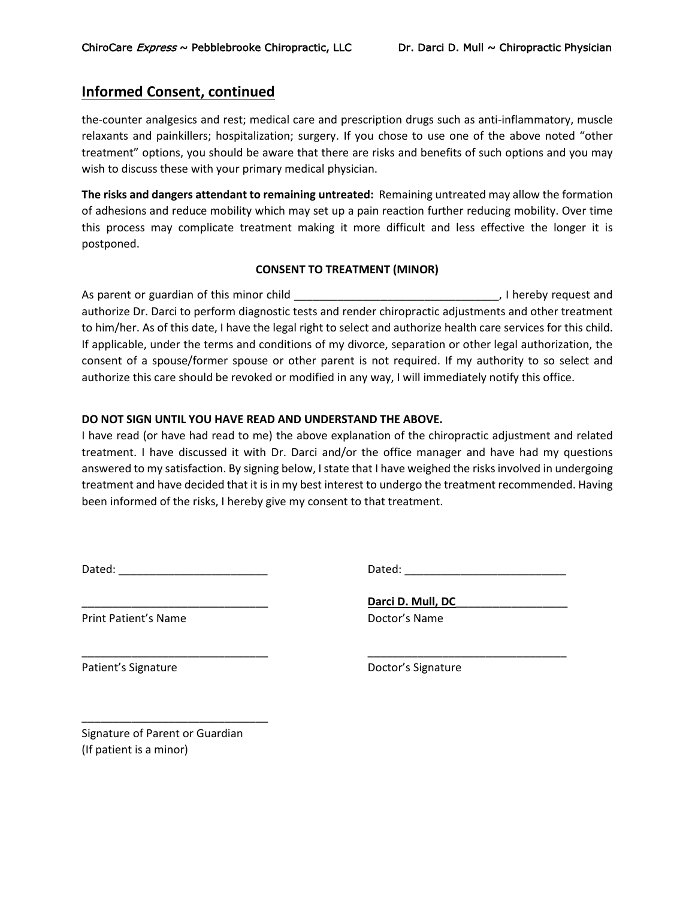## Informed Consent, continued

the-counter analgesics and rest; medical care and prescription drugs such as anti-inflammatory, muscle relaxants and painkillers; hospitalization; surgery. If you chose to use one of the above noted "other treatment" options, you should be aware that there are risks and benefits of such options and you may wish to discuss these with your primary medical physician.

**The risks and dangers attendant to remaining untreated:** Remaining untreated may allow the formation of adhesions and reduce mobility which may set up a pain reaction further reducing mobility. Over time this process may complicate treatment making it more difficult and less effective the longer it is postponed.

**CONSENT TO TREATMENT (MINOR)**

As parent or guardian of this minor child _________________________________, I hereby request and authorize Dr. Darci to perform diagnostic tests and render chiropractic adjustments and other treatment to him/her. As of this date, I have the legal right to select and authorize health care services for this child. If applicable, under the terms and conditions of my divorce, separation or other legal authorization, the consent of a spouse/former spouse or other parent is not required. If my authority to so select and authorize this care should be revoked or modified in any way, I will immediately notify this office.

**DO NOT SIGN UNTIL YOU HAVE READ AND UNDERSTAND THE ABOVE.**
I have read (or have had read to me) the above explanation of the chiropractic adjustment and related treatment. I have discussed it with Dr. Darci and/or the office manager and have had my questions answered to my satisfaction. By signing below, I state that I have weighed the risks involved in undergoing treatment and have decided that it is in my best interest to undergo the treatment recommended. Having been informed of the risks, I hereby give my consent to that treatment.

Dated: ________________________

______________________________
Print Patient's Name

______________________________
Patient's Signature

______________________________
Signature of Parent or Guardian
(If patient is a minor)

Dated: __________________________

**Darci D. Mull, DC**__________________
Doctor's Name

_________________________________
Doctor's Signature